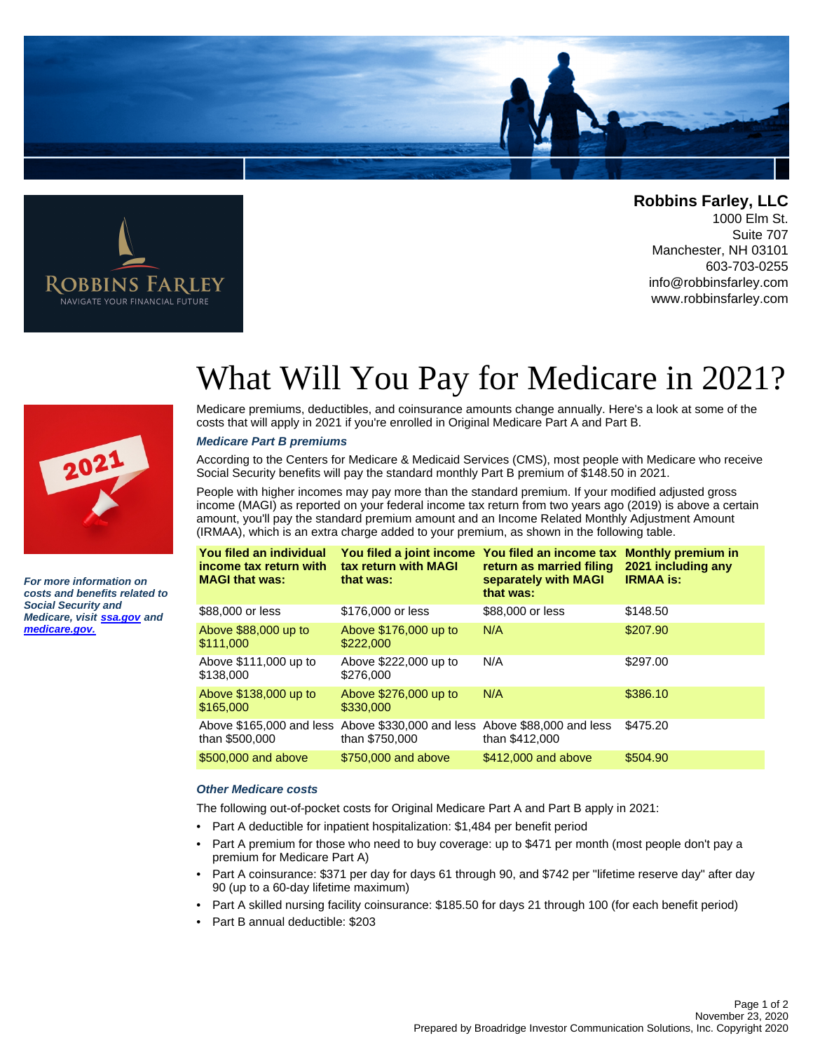**Robbins Farley, LLC**
1000 Elm St.
Suite 707
Manchester, NH 03101
603-703-0255
info@robbinsfarley.com
www.robbinsfarley.com

# What Will You Pay for Medicare in 2021?

***For more information on costs and benefits related to Social Security and Medicare, visit [ssa.gov](ssa.gov) and [medicare.gov](medicare.gov).***

Medicare premiums, deductibles, and coinsurance amounts change annually. Here's a look at some of the costs that will apply in 2021 if you're enrolled in Original Medicare Part A and Part B.

### *Medicare Part B premiums*

According to the Centers for Medicare & Medicaid Services (CMS), most people with Medicare who receive Social Security benefits will pay the standard monthly Part B premium of $148.50 in 2021.

People with higher incomes may pay more than the standard premium. If your modified adjusted gross income (MAGI) as reported on your federal income tax return from two years ago (2019) is above a certain amount, you'll pay the standard premium amount and an Income Related Monthly Adjustment Amount (IRMAA), which is an extra charge added to your premium, as shown in the following table.

| You filed an individual income tax return with MAGI that was: | You filed a joint income tax return with MAGI that was: | You filed an income tax return as married filing separately with MAGI that was: | Monthly premium in 2021 including any IRMAA is: |
|---|---|---|---|
| $88,000 or less | $176,000 or less | $88,000 or less | $148.50 |
| Above $88,000 up to $111,000 | Above $176,000 up to $222,000 | N/A | $207.90 |
| Above $111,000 up to $138,000 | Above $222,000 up to $276,000 | N/A | $297.00 |
| Above $138,000 up to $165,000 | Above $276,000 up to $330,000 | N/A | $386.10 |
| Above $165,000 and less than $500,000 | Above $330,000 and less than $750,000 | Above $88,000 and less than $412,000 | $475.20 |
| $500,000 and above | $750,000 and above | $412,000 and above | $504.90 |

### *Other Medicare costs*

The following out-of-pocket costs for Original Medicare Part A and Part B apply in 2021:

- Part A deductible for inpatient hospitalization: $1,484 per benefit period
- Part A premium for those who need to buy coverage: up to $471 per month (most people don't pay a premium for Medicare Part A)
- Part A coinsurance: $371 per day for days 61 through 90, and $742 per "lifetime reserve day" after day 90 (up to a 60-day lifetime maximum)
- Part A skilled nursing facility coinsurance: $185.50 for days 21 through 100 (for each benefit period)
- Part B annual deductible: $203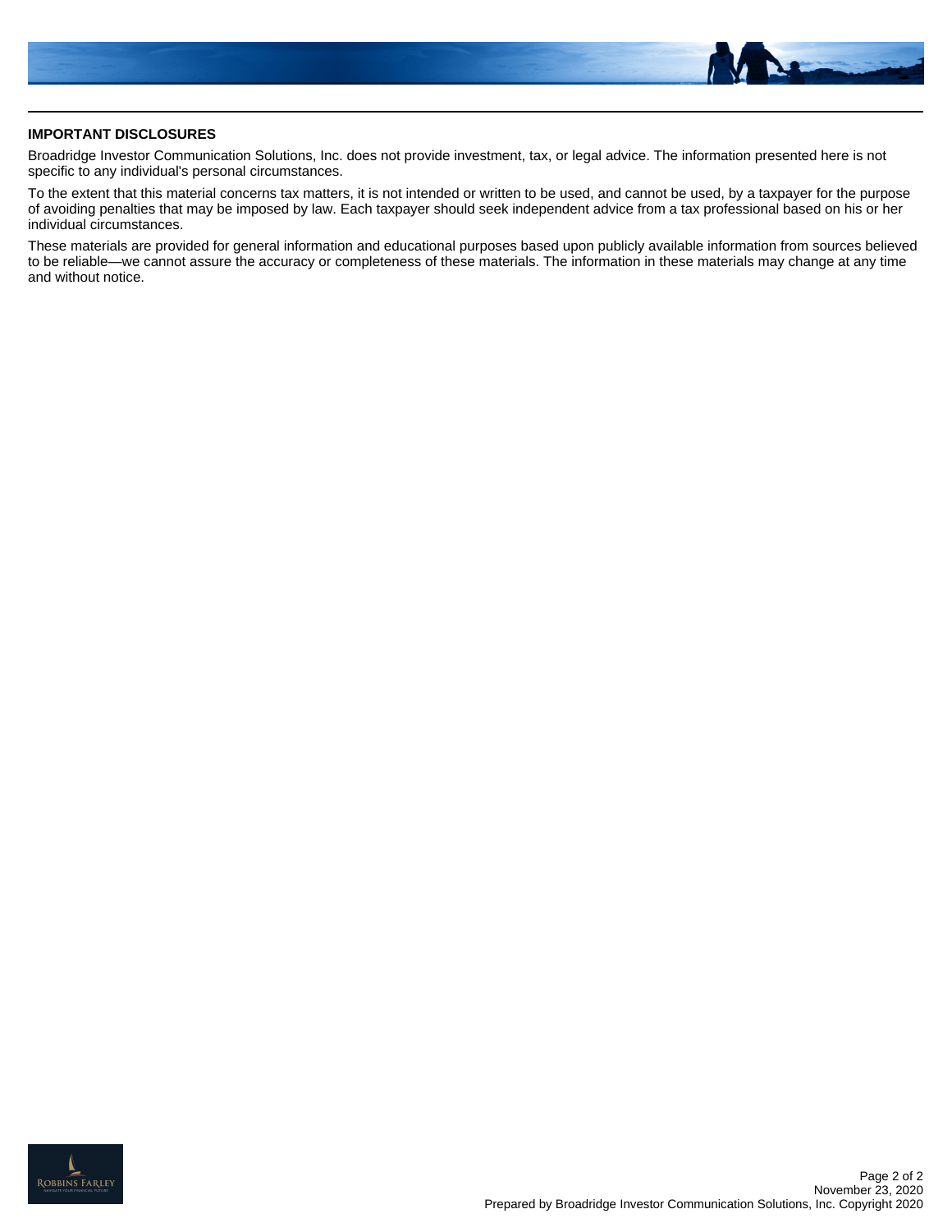**IMPORTANT DISCLOSURES**

Broadridge Investor Communication Solutions, Inc. does not provide investment, tax, or legal advice. The information presented here is not specific to any individual's personal circumstances.

To the extent that this material concerns tax matters, it is not intended or written to be used, and cannot be used, by a taxpayer for the purpose of avoiding penalties that may be imposed by law. Each taxpayer should seek independent advice from a tax professional based on his or her individual circumstances.

These materials are provided for general information and educational purposes based upon publicly available information from sources believed to be reliable—we cannot assure the accuracy or completeness of these materials. The information in these materials may change at any time and without notice.

November 23, 2020
Prepared by Broadridge Investor Communication Solutions, Inc. Copyright 2020